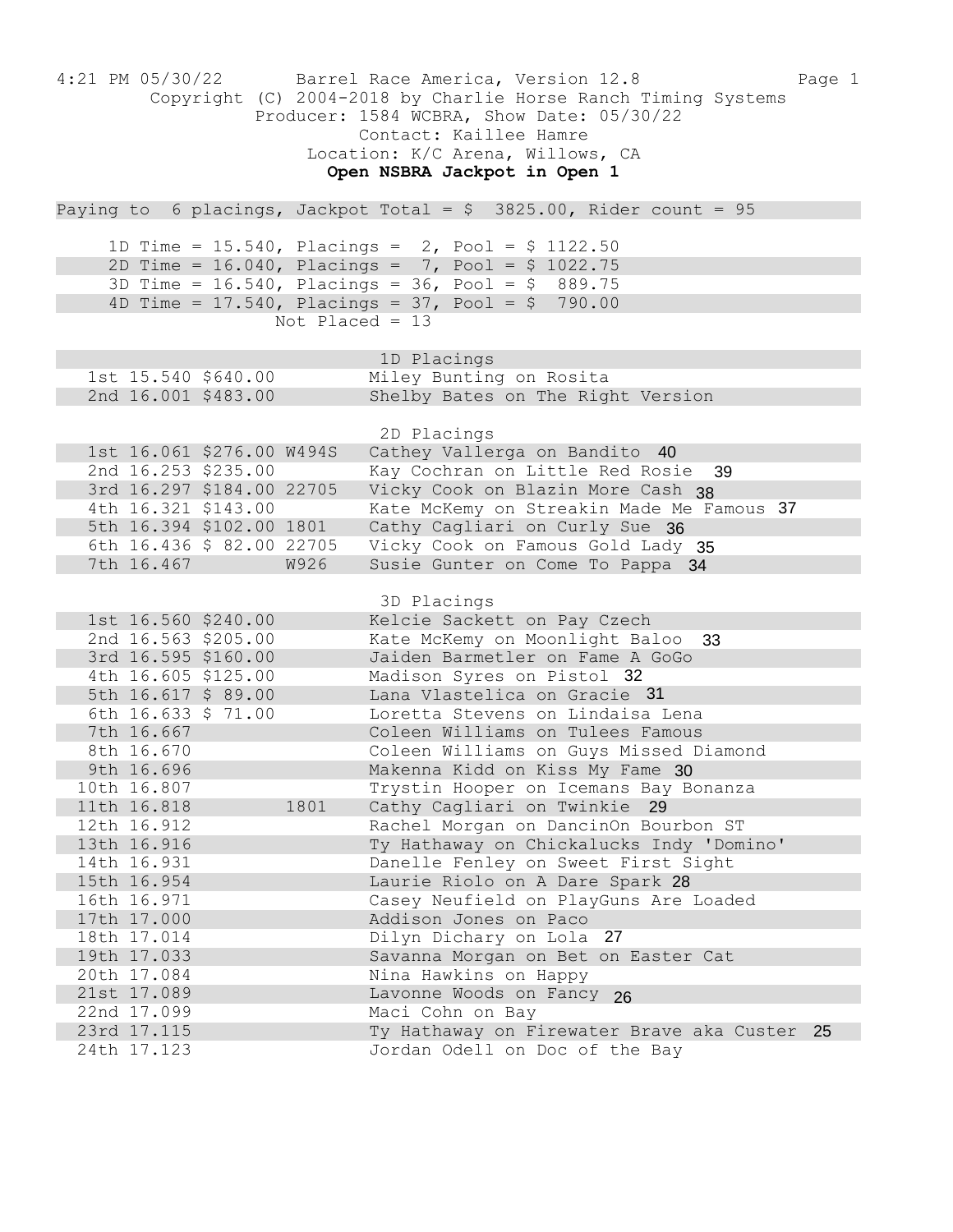4:21 PM 05/30/22 Barrel Race America, Version 12.8

Copyright (C) 2004-2018 by Charlie Horse Ranch Timing Systems

Producer: 1584 WCBRA, Show Date: 05/30/22

Contact: Kaillee Hamre

Location: K/C Arena, Willows, CA

**Open NSBRA Jackpot in Open 1**

Paying to 6 placings, Jackpot Total = $ 3825.00, Rider count = 95

1D Time = 15.540, Placings = 2, Pool = $ 1122.50
2D Time = 16.040, Placings = 7, Pool = $ 1022.75
3D Time = 16.540, Placings = 36, Pool = $ 889.75
4D Time = 17.540, Placings = 37, Pool = $ 790.00
Not Placed = 13

### 1D Placings

| Place | Time | Payout | ID | Rider / Horse |
|---|---|---|---|---|
| 1st | 15.540 | $640.00 | | Miley Bunting on Rosita |
| 2nd | 16.001 | $483.00 | | Shelby Bates on The Right Version |

### 2D Placings

| Place | Time | Payout | ID | Rider / Horse |
|---|---|---|---|---|
| 1st | 16.061 | $276.00 | W494S | Cathey Vallerga on Bandito 40 |
| 2nd | 16.253 | $235.00 | | Kay Cochran on Little Red Rosie 39 |
| 3rd | 16.297 | $184.00 | 22705 | Vicky Cook on Blazin More Cash 38 |
| 4th | 16.321 | $143.00 | | Kate McKemy on Streakin Made Me Famous 37 |
| 5th | 16.394 | $102.00 | 1801 | Cathy Cagliari on Curly Sue 36 |
| 6th | 16.436 | $ 82.00 | 22705 | Vicky Cook on Famous Gold Lady 35 |
| 7th | 16.467 | | W926 | Susie Gunter on Come To Pappa 34 |

### 3D Placings

| Place | Time | Payout | ID | Rider / Horse |
|---|---|---|---|---|
| 1st | 16.560 | $240.00 | | Kelcie Sackett on Pay Czech |
| 2nd | 16.563 | $205.00 | | Kate McKemy on Moonlight Baloo 33 |
| 3rd | 16.595 | $160.00 | | Jaiden Barmetler on Fame A GoGo |
| 4th | 16.605 | $125.00 | | Madison Syres on Pistol 32 |
| 5th | 16.617 | $ 89.00 | | Lana Vlastelica on Gracie 31 |
| 6th | 16.633 | $ 71.00 | | Loretta Stevens on Lindaisa Lena |
| 7th | 16.667 | | | Coleen Williams on Tulees Famous |
| 8th | 16.670 | | | Coleen Williams on Guys Missed Diamond |
| 9th | 16.696 | | | Makenna Kidd on Kiss My Fame 30 |
| 10th | 16.807 | | | Trystin Hooper on Icemans Bay Bonanza |
| 11th | 16.818 | | 1801 | Cathy Cagliari on Twinkie 29 |
| 12th | 16.912 | | | Rachel Morgan on DancinOn Bourbon ST |
| 13th | 16.916 | | | Ty Hathaway on Chickalucks Indy 'Domino' |
| 14th | 16.931 | | | Danelle Fenley on Sweet First Sight |
| 15th | 16.954 | | | Laurie Riolo on A Dare Spark 28 |
| 16th | 16.971 | | | Casey Neufield on PlayGuns Are Loaded |
| 17th | 17.000 | | | Addison Jones on Paco |
| 18th | 17.014 | | | Dilyn Dichary on Lola 27 |
| 19th | 17.033 | | | Savanna Morgan on Bet on Easter Cat |
| 20th | 17.084 | | | Nina Hawkins on Happy |
| 21st | 17.089 | | | Lavonne Woods on Fancy 26 |
| 22nd | 17.099 | | | Maci Cohn on Bay |
| 23rd | 17.115 | | | Ty Hathaway on Firewater Brave aka Custer 25 |
| 24th | 17.123 | | | Jordan Odell on Doc of the Bay |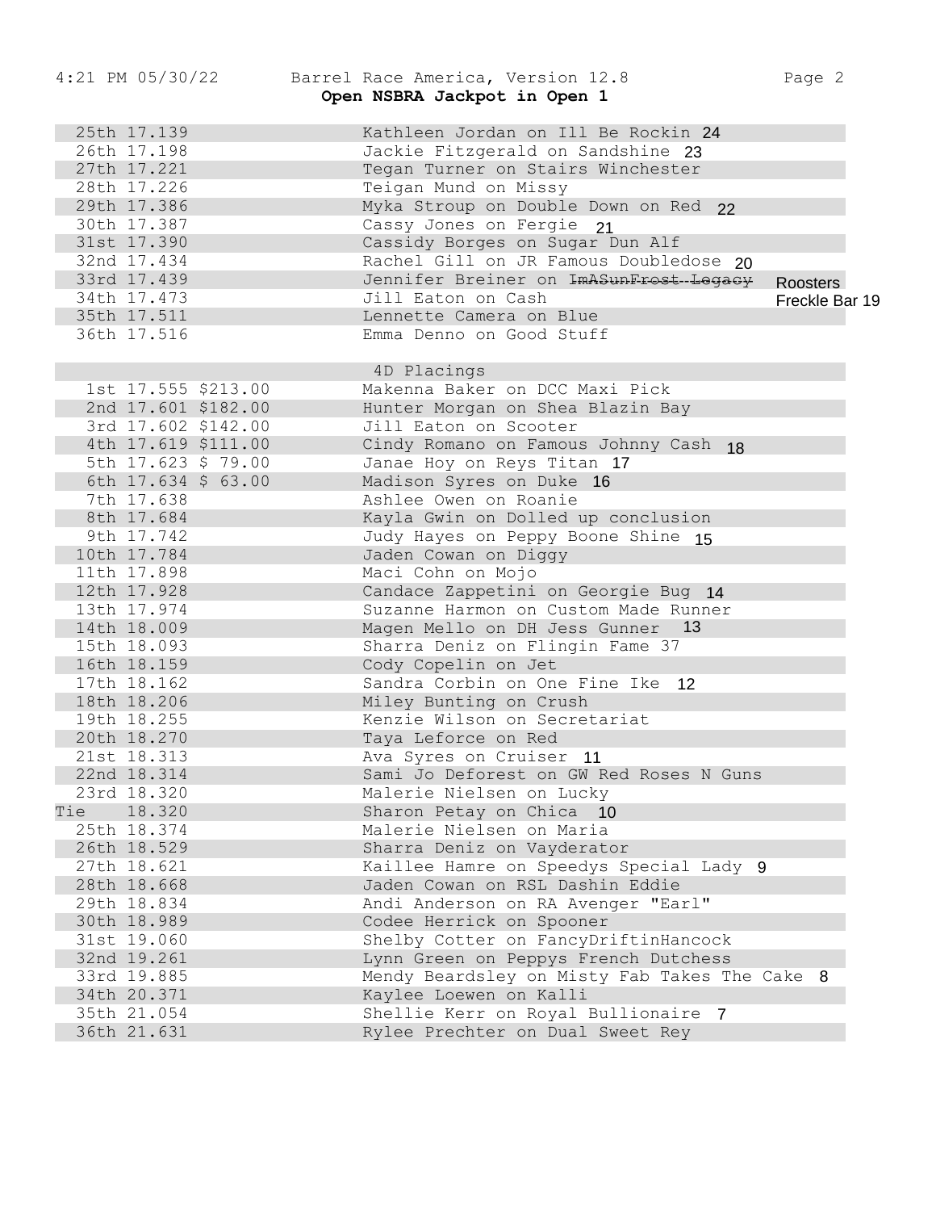Barrel Race America, Version 12.8

**Open NSBRA Jackpot in Open 1**

| Place | Time | Rider / Horse |
|---|---|---|
| 25th | 17.139 | Kathleen Jordan on Ill Be Rockin 24 |
| 26th | 17.198 | Jackie Fitzgerald on Sandshine 23 |
| 27th | 17.221 | Tegan Turner on Stairs Winchester |
| 28th | 17.226 | Teigan Mund on Missy |
| 29th | 17.386 | Myka Stroup on Double Down on Red 22 |
| 30th | 17.387 | Cassy Jones on Fergie 21 |
| 31st | 17.390 | Cassidy Borges on Sugar Dun Alf |
| 32nd | 17.434 | Rachel Gill on JR Famous Doubledose 20 |
| 33rd | 17.439 | Jennifer Breiner on ~~ImASunFrost Legacy~~ Roosters Freckle Bar 19 |
| 34th | 17.473 | Jill Eaton on Cash |
| 35th | 17.511 | Lennette Camera on Blue |
| 36th | 17.516 | Emma Denno on Good Stuff |

4D Placings

| Place | Time | Payout | Rider / Horse |
|---|---|---|---|
| 1st | 17.555 | $213.00 | Makenna Baker on DCC Maxi Pick |
| 2nd | 17.601 | $182.00 | Hunter Morgan on Shea Blazin Bay |
| 3rd | 17.602 | $142.00 | Jill Eaton on Scooter |
| 4th | 17.619 | $111.00 | Cindy Romano on Famous Johnny Cash 18 |
| 5th | 17.623 | $ 79.00 | Janae Hoy on Reys Titan 17 |
| 6th | 17.634 | $ 63.00 | Madison Syres on Duke 16 |
| 7th | 17.638 | | Ashlee Owen on Roanie |
| 8th | 17.684 | | Kayla Gwin on Dolled up conclusion |
| 9th | 17.742 | | Judy Hayes on Peppy Boone Shine 15 |
| 10th | 17.784 | | Jaden Cowan on Diggy |
| 11th | 17.898 | | Maci Cohn on Mojo |
| 12th | 17.928 | | Candace Zappetini on Georgie Bug 14 |
| 13th | 17.974 | | Suzanne Harmon on Custom Made Runner |
| 14th | 18.009 | | Magen Mello on DH Jess Gunner 13 |
| 15th | 18.093 | | Sharra Deniz on Flingin Fame 37 |
| 16th | 18.159 | | Cody Copelin on Jet |
| 17th | 18.162 | | Sandra Corbin on One Fine Ike 12 |
| 18th | 18.206 | | Miley Bunting on Crush |
| 19th | 18.255 | | Kenzie Wilson on Secretariat |
| 20th | 18.270 | | Taya Leforce on Red |
| 21st | 18.313 | | Ava Syres on Cruiser 11 |
| 22nd | 18.314 | | Sami Jo Deforest on GW Red Roses N Guns |
| 23rd | 18.320 | | Malerie Nielsen on Lucky |
| Tie | 18.320 | | Sharon Petay on Chica 10 |
| 25th | 18.374 | | Malerie Nielsen on Maria |
| 26th | 18.529 | | Sharra Deniz on Vayderator |
| 27th | 18.621 | | Kaillee Hamre on Speedys Special Lady 9 |
| 28th | 18.668 | | Jaden Cowan on RSL Dashin Eddie |
| 29th | 18.834 | | Andi Anderson on RA Avenger "Earl" |
| 30th | 18.989 | | Codee Herrick on Spooner |
| 31st | 19.060 | | Shelby Cotter on FancyDriftinHancock |
| 32nd | 19.261 | | Lynn Green on Peppys French Dutchess |
| 33rd | 19.885 | | Mendy Beardsley on Misty Fab Takes The Cake 8 |
| 34th | 20.371 | | Kaylee Loewen on Kalli |
| 35th | 21.054 | | Shellie Kerr on Royal Bullionaire 7 |
| 36th | 21.631 | | Rylee Prechter on Dual Sweet Rey |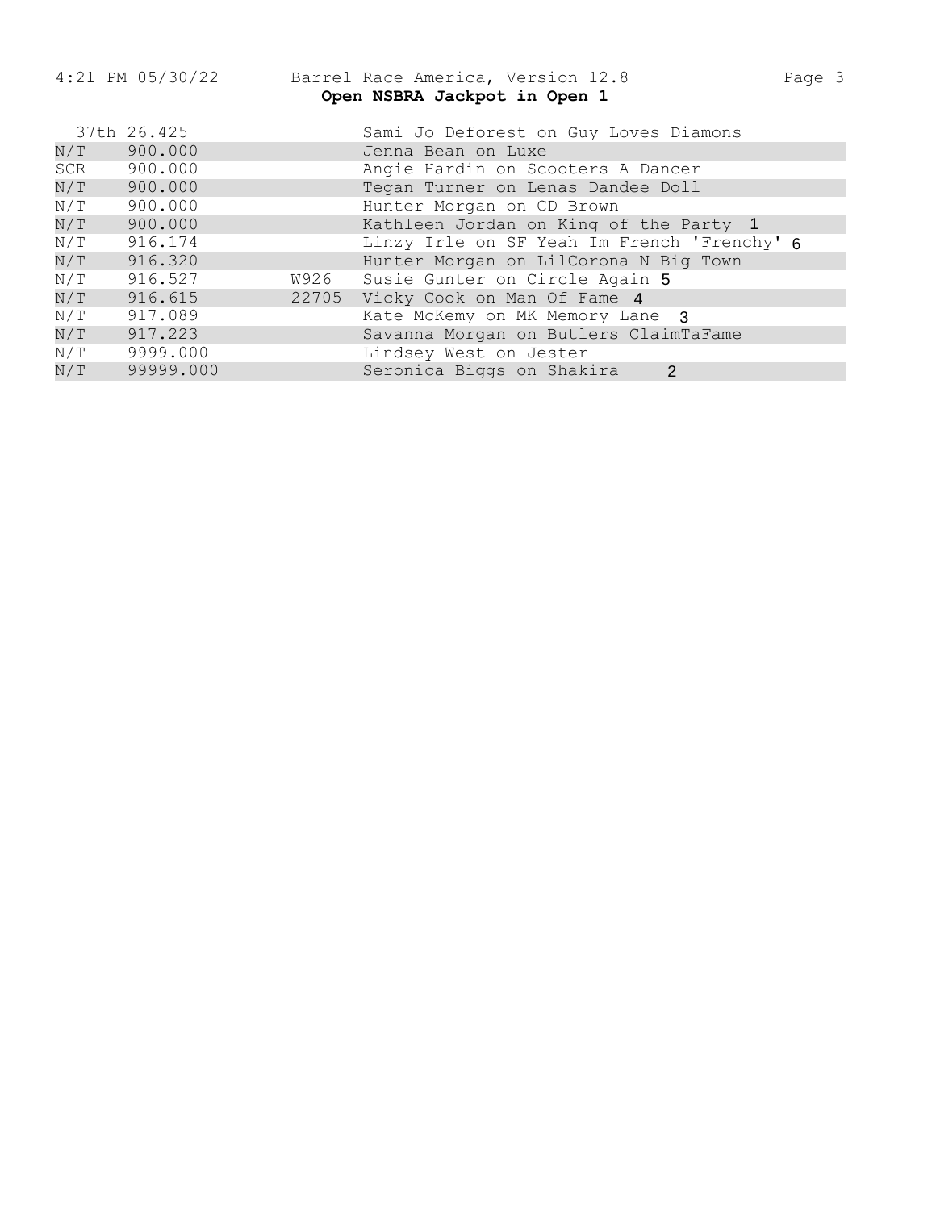**Open NBSRA Jackpot in Open 1**

| | | | |
|---|---|---|---|
| 37th | 26.425 | | Sami Jo Deforest on Guy Loves Diamons |
| N/T | 900.000 | | Jenna Bean on Luxe |
| SCR | 900.000 | | Angie Hardin on Scooters A Dancer |
| N/T | 900.000 | | Tegan Turner on Lenas Dandee Doll |
| N/T | 900.000 | | Hunter Morgan on CD Brown |
| N/T | 900.000 | | Kathleen Jordan on King of the Party 1 |
| N/T | 916.174 | | Linzy Irle on SF Yeah Im French 'Frenchy' 6 |
| N/T | 916.320 | | Hunter Morgan on LilCorona N Big Town |
| N/T | 916.527 | W926 | Susie Gunter on Circle Again 5 |
| N/T | 916.615 | 22705 | Vicky Cook on Man Of Fame 4 |
| N/T | 917.089 | | Kate McKemy on MK Memory Lane 3 |
| N/T | 917.223 | | Savanna Morgan on Butlers ClaimTaFame |
| N/T | 9999.000 | | Lindsey West on Jester |
| N/T | 99999.000 | | Seronica Biggs on Shakira 2 |